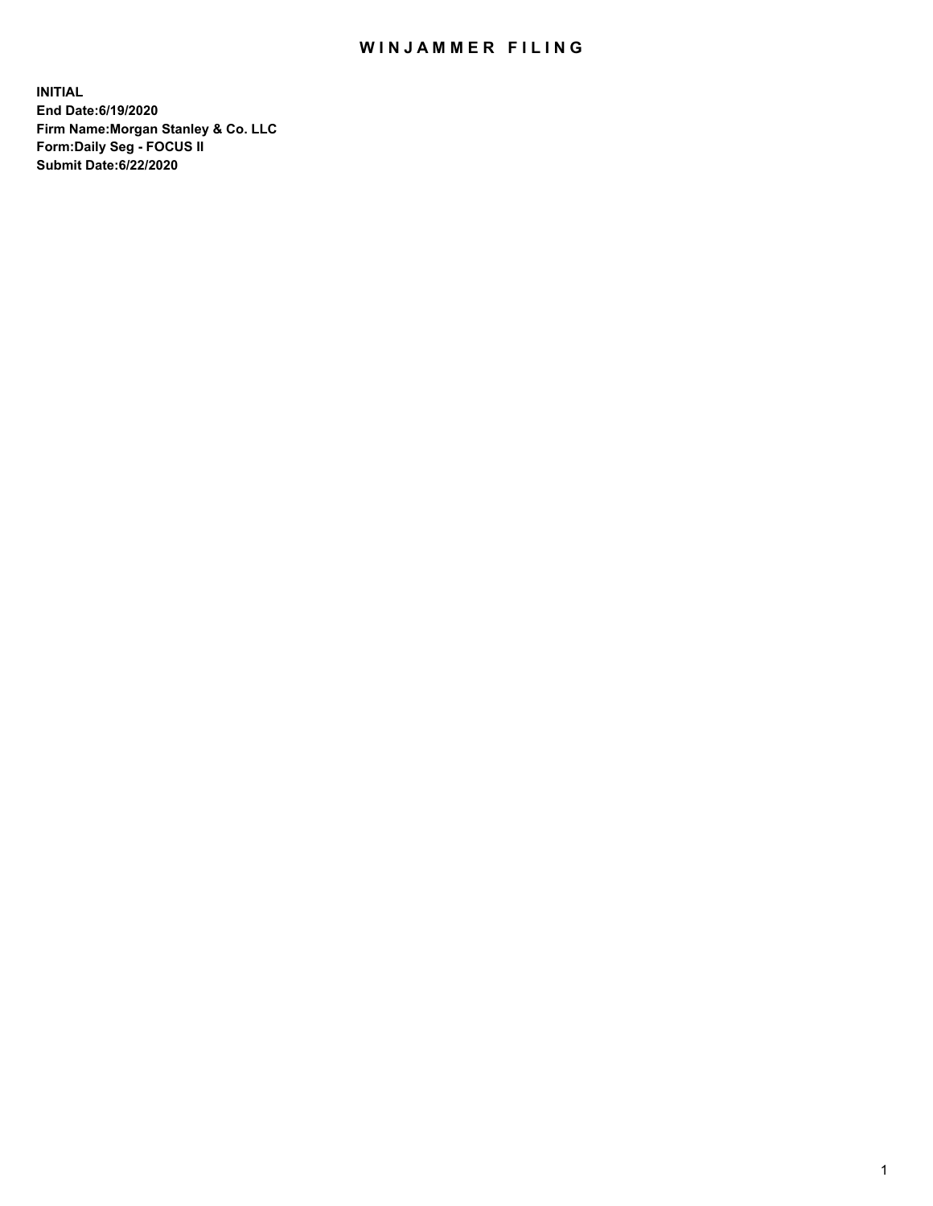# WINJAMMER FILING

**INITIAL**
**End Date:6/19/2020**
**Firm Name:Morgan Stanley & Co. LLC**
**Form:Daily Seg - FOCUS II**
**Submit Date:6/22/2020**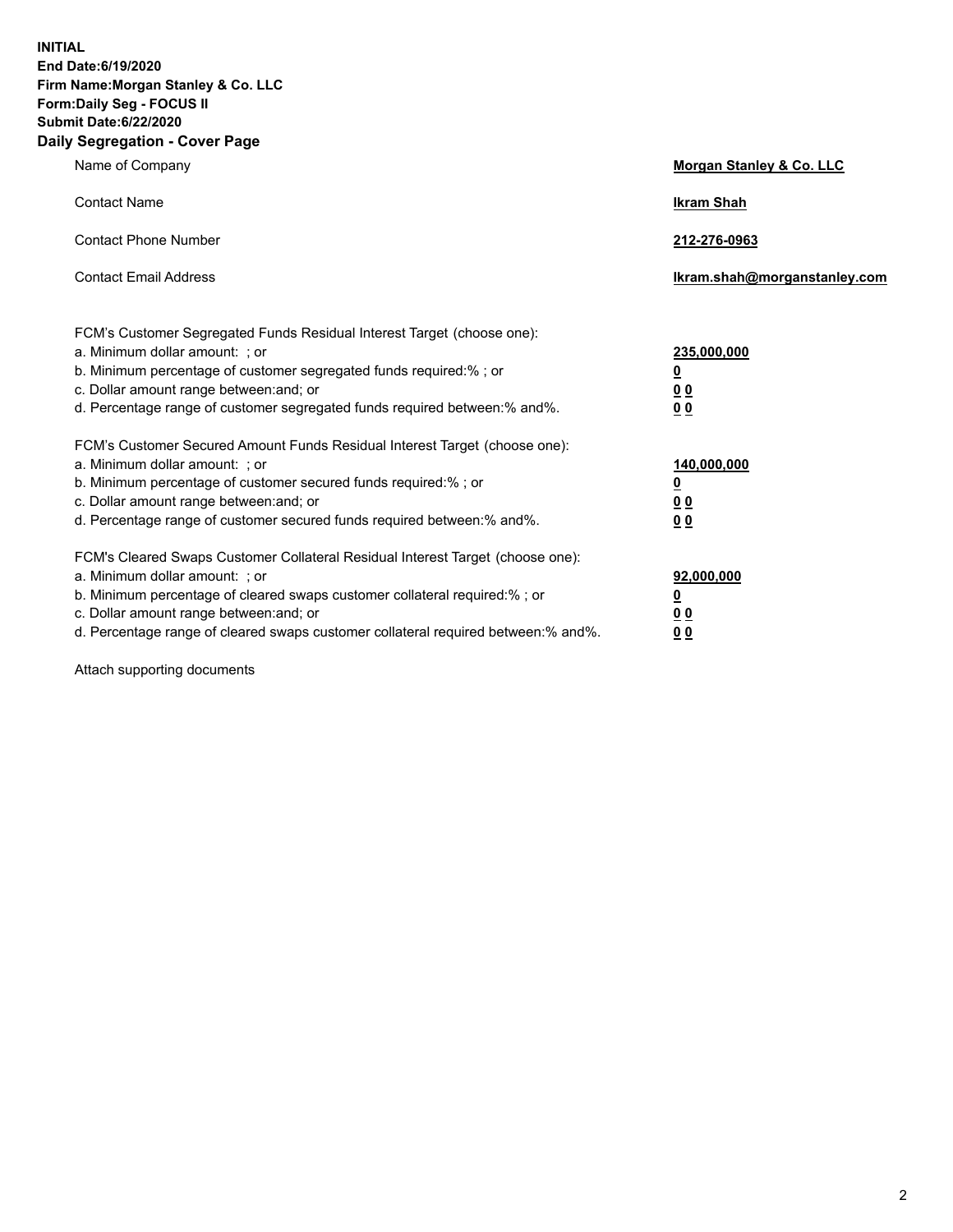**INITIAL**
**End Date:6/19/2020**
**Firm Name:Morgan Stanley & Co. LLC**
**Form:Daily Seg - FOCUS II**
**Submit Date:6/22/2020**

## Daily Segregation - Cover Page

| | |
|---|---|
| Name of Company | **Morgan Stanley & Co. LLC** |
| Contact Name | **Ikram Shah** |
| Contact Phone Number | **212-276-0963** |
| Contact Email Address | **Ikram.shah@morganstanley.com** |

FCM's Customer Segregated Funds Residual Interest Target (choose one):

| | |
|---|---|
| a. Minimum dollar amount: ; or | **235,000,000** |
| b. Minimum percentage of customer segregated funds required:% ; or | **0** |
| c. Dollar amount range between:and; or | **0 0** |
| d. Percentage range of customer segregated funds required between:% and%. | **0 0** |

FCM's Customer Secured Amount Funds Residual Interest Target (choose one):

| | |
|---|---|
| a. Minimum dollar amount: ; or | **140,000,000** |
| b. Minimum percentage of customer secured funds required:% ; or | **0** |
| c. Dollar amount range between:and; or | **0 0** |
| d. Percentage range of customer secured funds required between:% and%. | **0 0** |

FCM's Cleared Swaps Customer Collateral Residual Interest Target (choose one):

| | |
|---|---|
| a. Minimum dollar amount: ; or | **92,000,000** |
| b. Minimum percentage of cleared swaps customer collateral required:% ; or | **0** |
| c. Dollar amount range between:and; or | **0 0** |
| d. Percentage range of cleared swaps customer collateral required between:% and%. | **0 0** |

Attach supporting documents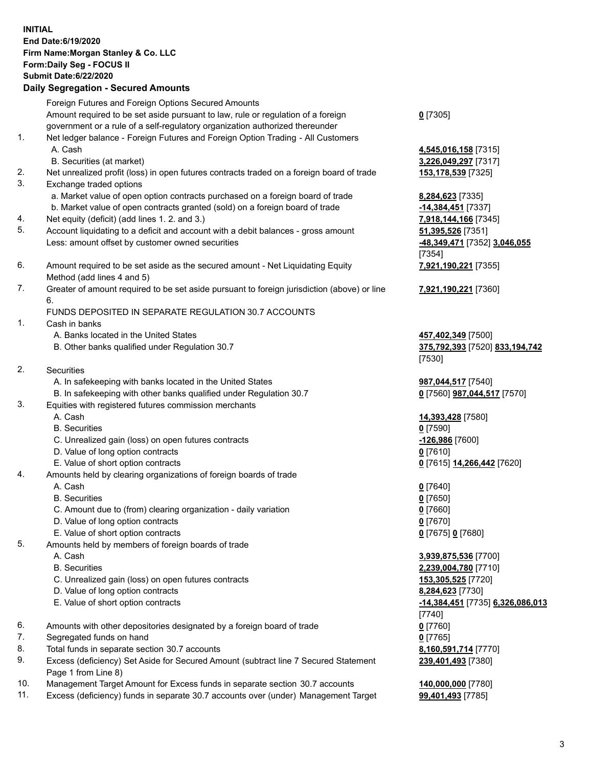**INITIAL**
**End Date:6/19/2020**
**Firm Name:Morgan Stanley & Co. LLC**
**Form:Daily Seg - FOCUS II**
**Submit Date:6/22/2020**

**Daily Segregation - Secured Amounts**

| | | |
|---|---|---|
| | Foreign Futures and Foreign Options Secured Amounts | |
| | Amount required to be set aside pursuant to law, rule or regulation of a foreign government or a rule of a self-regulatory organization authorized thereunder | **0** [7305] |
| 1. | Net ledger balance - Foreign Futures and Foreign Option Trading - All Customers | |
| | A. Cash | **4,545,016,158** [7315] |
| | B. Securities (at market) | **3,226,049,297** [7317] |
| 2. | Net unrealized profit (loss) in open futures contracts traded on a foreign board of trade | **153,178,539** [7325] |
| 3. | Exchange traded options | |
| | a. Market value of open option contracts purchased on a foreign board of trade | **8,284,623** [7335] |
| | b. Market value of open contracts granted (sold) on a foreign board of trade | **-14,384,451** [7337] |
| 4. | Net equity (deficit) (add lines 1. 2. and 3.) | **7,918,144,166** [7345] |
| 5. | Account liquidating to a deficit and account with a debit balances - gross amount | **51,395,526** [7351] |
| | Less: amount offset by customer owned securities | **-48,349,471** [7352] **3,046,055** [7354] |
| 6. | Amount required to be set aside as the secured amount - Net Liquidating Equity Method (add lines 4 and 5) | **7,921,190,221** [7355] |
| 7. | Greater of amount required to be set aside pursuant to foreign jurisdiction (above) or line 6. | **7,921,190,221** [7360] |
| | FUNDS DEPOSITED IN SEPARATE REGULATION 30.7 ACCOUNTS | |
| 1. | Cash in banks | |
| | A. Banks located in the United States | **457,402,349** [7500] |
| | B. Other banks qualified under Regulation 30.7 | **375,792,393** [7520] **833,194,742** [7530] |
| 2. | Securities | |
| | A. In safekeeping with banks located in the United States | **987,044,517** [7540] |
| | B. In safekeeping with other banks qualified under Regulation 30.7 | **0** [7560] **987,044,517** [7570] |
| 3. | Equities with registered futures commission merchants | |
| | A. Cash | **14,393,428** [7580] |
| | B. Securities | **0** [7590] |
| | C. Unrealized gain (loss) on open futures contracts | **-126,986** [7600] |
| | D. Value of long option contracts | **0** [7610] |
| | E. Value of short option contracts | **0** [7615] **14,266,442** [7620] |
| 4. | Amounts held by clearing organizations of foreign boards of trade | |
| | A. Cash | **0** [7640] |
| | B. Securities | **0** [7650] |
| | C. Amount due to (from) clearing organization - daily variation | **0** [7660] |
| | D. Value of long option contracts | **0** [7670] |
| | E. Value of short option contracts | **0** [7675] **0** [7680] |
| 5. | Amounts held by members of foreign boards of trade | |
| | A. Cash | **3,939,875,536** [7700] |
| | B. Securities | **2,239,004,780** [7710] |
| | C. Unrealized gain (loss) on open futures contracts | **153,305,525** [7720] |
| | D. Value of long option contracts | **8,284,623** [7730] |
| | E. Value of short option contracts | **-14,384,451** [7735] **6,326,086,013** [7740] |
| 6. | Amounts with other depositories designated by a foreign board of trade | **0** [7760] |
| 7. | Segregated funds on hand | **0** [7765] |
| 8. | Total funds in separate section 30.7 accounts | **8,160,591,714** [7770] |
| 9. | Excess (deficiency) Set Aside for Secured Amount (subtract line 7 Secured Statement Page 1 from Line 8) | **239,401,493** [7380] |
| 10. | Management Target Amount for Excess funds in separate section 30.7 accounts | **140,000,000** [7780] |
| 11. | Excess (deficiency) funds in separate 30.7 accounts over (under) Management Target | **99,401,493** [7785] |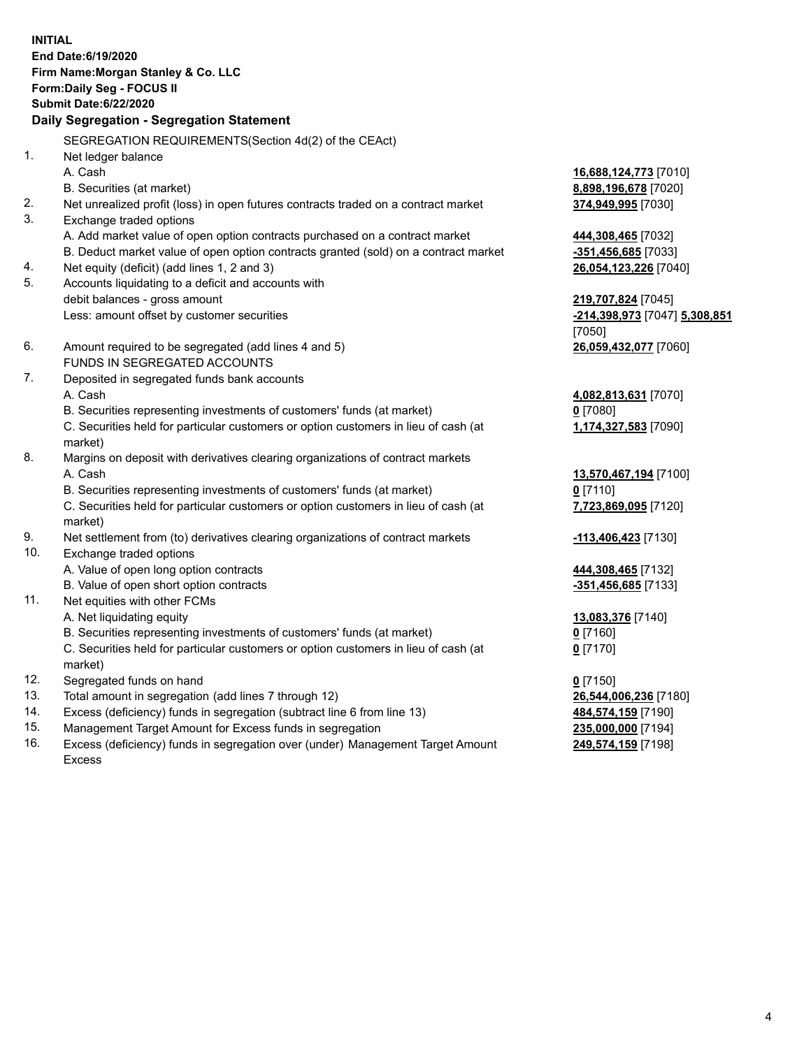**INITIAL**
**End Date:6/19/2020**
**Firm Name:Morgan Stanley & Co. LLC**
**Form:Daily Seg - FOCUS II**
**Submit Date:6/22/2020**

**Daily Segregation - Segregation Statement**

SEGREGATION REQUIREMENTS(Section 4d(2) of the CEAct)

| | | |
|---|---|---|
| 1. | Net ledger balance | |
| | A. Cash | **16,688,124,773** [7010] |
| | B. Securities (at market) | **8,898,196,678** [7020] |
| 2. | Net unrealized profit (loss) in open futures contracts traded on a contract market | **374,949,995** [7030] |
| 3. | Exchange traded options | |
| | A. Add market value of open option contracts purchased on a contract market | **444,308,465** [7032] |
| | B. Deduct market value of open option contracts granted (sold) on a contract market | **-351,456,685** [7033] |
| 4. | Net equity (deficit) (add lines 1, 2 and 3) | **26,054,123,226** [7040] |
| 5. | Accounts liquidating to a deficit and accounts with debit balances - gross amount | **219,707,824** [7045] |
| | Less: amount offset by customer securities | **-214,398,973** [7047] **5,308,851** [7050] |
| 6. | Amount required to be segregated (add lines 4 and 5) | **26,059,432,077** [7060] |
| | FUNDS IN SEGREGATED ACCOUNTS | |
| 7. | Deposited in segregated funds bank accounts | |
| | A. Cash | **4,082,813,631** [7070] |
| | B. Securities representing investments of customers' funds (at market) | **0** [7080] |
| | C. Securities held for particular customers or option customers in lieu of cash (at market) | **1,174,327,583** [7090] |
| 8. | Margins on deposit with derivatives clearing organizations of contract markets | |
| | A. Cash | **13,570,467,194** [7100] |
| | B. Securities representing investments of customers' funds (at market) | **0** [7110] |
| | C. Securities held for particular customers or option customers in lieu of cash (at market) | **7,723,869,095** [7120] |
| 9. | Net settlement from (to) derivatives clearing organizations of contract markets | **-113,406,423** [7130] |
| 10. | Exchange traded options | |
| | A. Value of open long option contracts | **444,308,465** [7132] |
| | B. Value of open short option contracts | **-351,456,685** [7133] |
| 11. | Net equities with other FCMs | |
| | A. Net liquidating equity | **13,083,376** [7140] |
| | B. Securities representing investments of customers' funds (at market) | **0** [7160] |
| | C. Securities held for particular customers or option customers in lieu of cash (at market) | **0** [7170] |
| 12. | Segregated funds on hand | **0** [7150] |
| 13. | Total amount in segregation (add lines 7 through 12) | **26,544,006,236** [7180] |
| 14. | Excess (deficiency) funds in segregation (subtract line 6 from line 13) | **484,574,159** [7190] |
| 15. | Management Target Amount for Excess funds in segregation | **235,000,000** [7194] |
| 16. | Excess (deficiency) funds in segregation over (under) Management Target Amount Excess | **249,574,159** [7198] |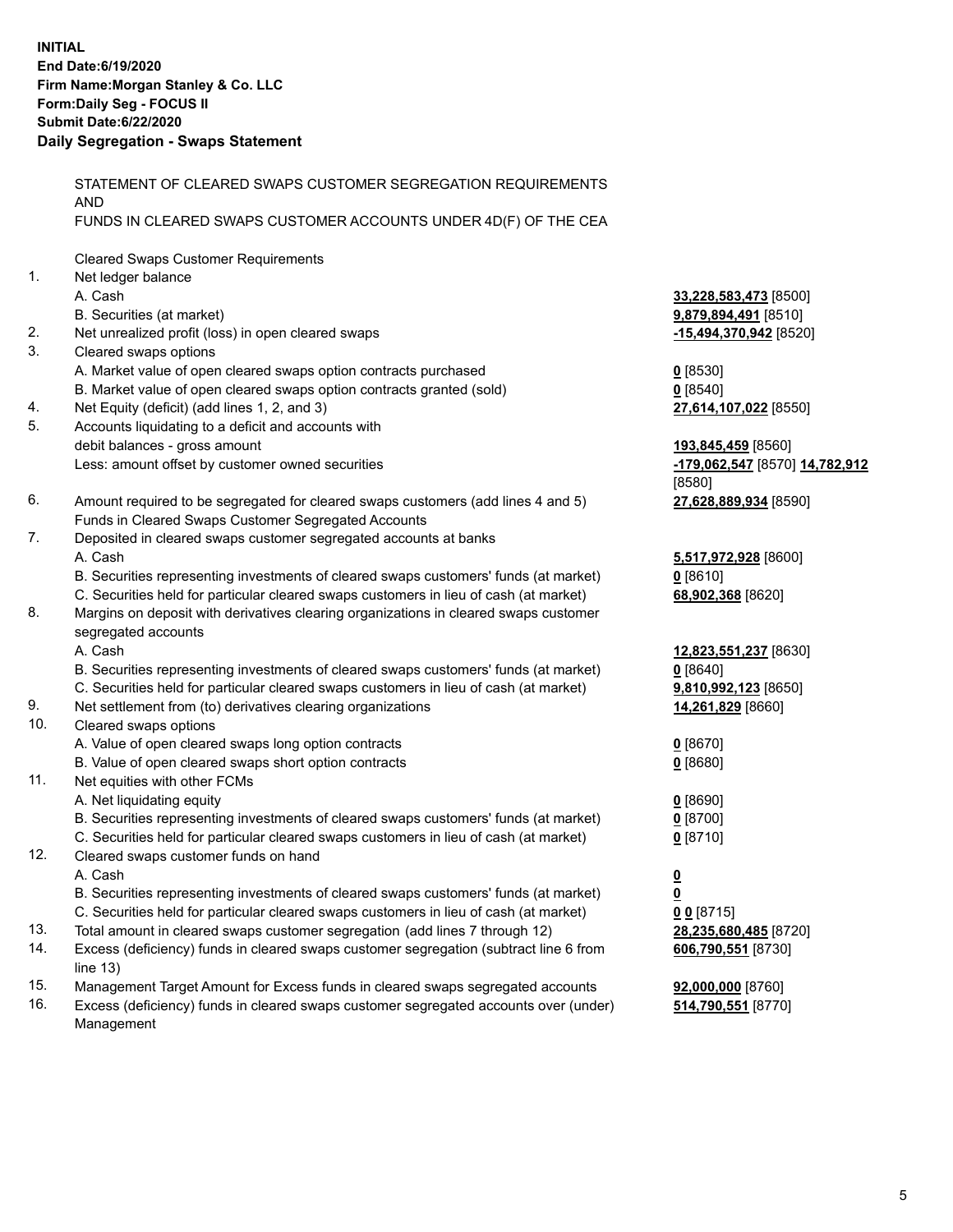**INITIAL**
**End Date:6/19/2020**
**Firm Name:Morgan Stanley & Co. LLC**
**Form:Daily Seg - FOCUS II**
**Submit Date:6/22/2020**
**Daily Segregation - Swaps Statement**

STATEMENT OF CLEARED SWAPS CUSTOMER SEGREGATION REQUIREMENTS AND FUNDS IN CLEARED SWAPS CUSTOMER ACCOUNTS UNDER 4D(F) OF THE CEA

| | | |
|---|---|---|
| | Cleared Swaps Customer Requirements | |
| 1. | Net ledger balance | |
| | A. Cash | **33,228,583,473** [8500] |
| | B. Securities (at market) | **9,879,894,491** [8510] |
| 2. | Net unrealized profit (loss) in open cleared swaps | **-15,494,370,942** [8520] |
| 3. | Cleared swaps options | |
| | A. Market value of open cleared swaps option contracts purchased | **0** [8530] |
| | B. Market value of open cleared swaps option contracts granted (sold) | **0** [8540] |
| 4. | Net Equity (deficit) (add lines 1, 2, and 3) | **27,614,107,022** [8550] |
| 5. | Accounts liquidating to a deficit and accounts with debit balances - gross amount | **193,845,459** [8560] |
| | Less: amount offset by customer owned securities | **-179,062,547** [8570] **14,782,912** [8580] |
| 6. | Amount required to be segregated for cleared swaps customers (add lines 4 and 5) | **27,628,889,934** [8590] |
| | Funds in Cleared Swaps Customer Segregated Accounts | |
| 7. | Deposited in cleared swaps customer segregated accounts at banks | |
| | A. Cash | **5,517,972,928** [8600] |
| | B. Securities representing investments of cleared swaps customers' funds (at market) | **0** [8610] |
| | C. Securities held for particular cleared swaps customers in lieu of cash (at market) | **68,902,368** [8620] |
| 8. | Margins on deposit with derivatives clearing organizations in cleared swaps customer segregated accounts | |
| | A. Cash | **12,823,551,237** [8630] |
| | B. Securities representing investments of cleared swaps customers' funds (at market) | **0** [8640] |
| | C. Securities held for particular cleared swaps customers in lieu of cash (at market) | **9,810,992,123** [8650] |
| 9. | Net settlement from (to) derivatives clearing organizations | **14,261,829** [8660] |
| 10. | Cleared swaps options | |
| | A. Value of open cleared swaps long option contracts | **0** [8670] |
| | B. Value of open cleared swaps short option contracts | **0** [8680] |
| 11. | Net equities with other FCMs | |
| | A. Net liquidating equity | **0** [8690] |
| | B. Securities representing investments of cleared swaps customers' funds (at market) | **0** [8700] |
| | C. Securities held for particular cleared swaps customers in lieu of cash (at market) | **0** [8710] |
| 12. | Cleared swaps customer funds on hand | |
| | A. Cash | **0** |
| | B. Securities representing investments of cleared swaps customers' funds (at market) | **0** |
| | C. Securities held for particular cleared swaps customers in lieu of cash (at market) | **0** **0** [8715] |
| 13. | Total amount in cleared swaps customer segregation (add lines 7 through 12) | **28,235,680,485** [8720] |
| 14. | Excess (deficiency) funds in cleared swaps customer segregation (subtract line 6 from line 13) | **606,790,551** [8730] |
| 15. | Management Target Amount for Excess funds in cleared swaps segregated accounts | **92,000,000** [8760] |
| 16. | Excess (deficiency) funds in cleared swaps customer segregated accounts over (under) Management | **514,790,551** [8770] |